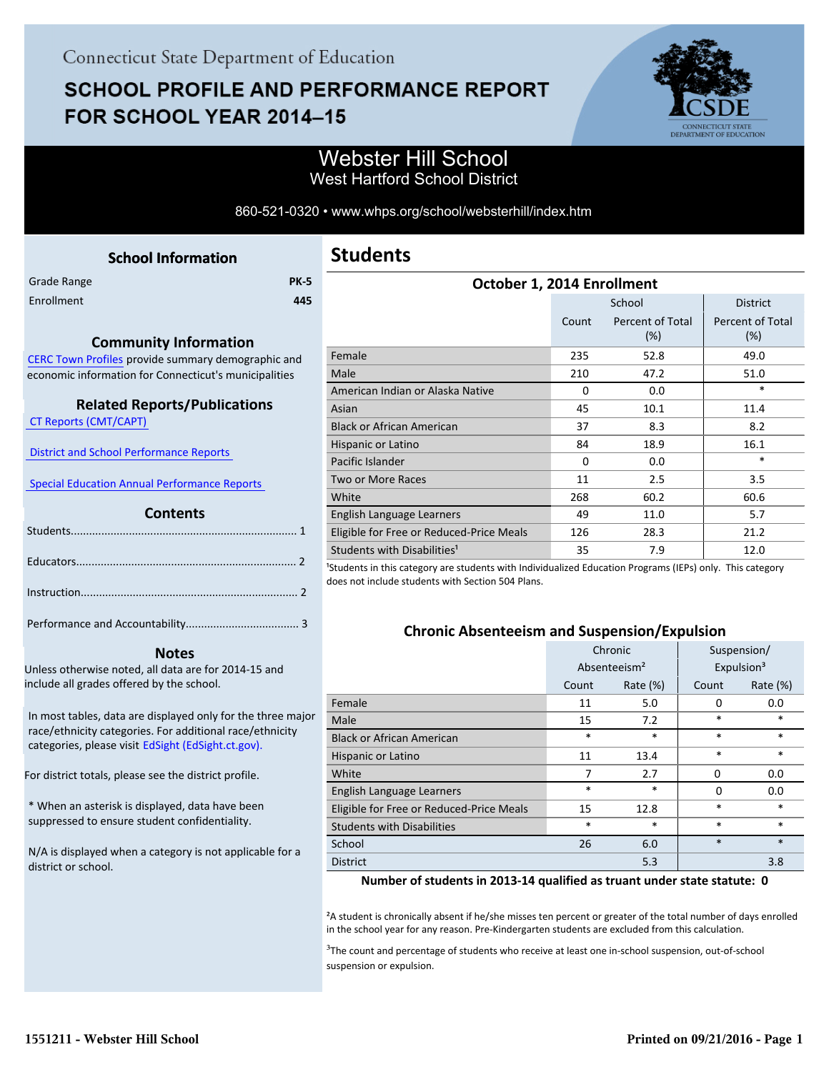Connecticut State Department of Education

# SCHOOL PROFILE AND PERFORMANCE REPORT FOR SCHOOL YEAR 2014–15

## Webster Hill School
West Hartford School District

860-521-0320 • www.whps.org/school/websterhill/index.htm

### School Information

| | |
|---|---|
| Grade Range | PK-5 |
| Enrollment | 445 |

### Community Information

CERC Town Profiles provide summary demographic and economic information for Connecticut's municipalities

### Related Reports/Publications

CT Reports (CMT/CAPT)

District and School Performance Reports

Special Education Annual Performance Reports

### Contents

Students........................................................................ 1

Educators...................................................................... 2

Instruction..................................................................... 2

Performance and Accountability.................................... 3

### Notes

Unless otherwise noted, all data are for 2014-15 and include all grades offered by the school.

In most tables, data are displayed only for the three major race/ethnicity categories. For additional race/ethnicity categories, please visit EdSight (EdSight.ct.gov).

For district totals, please see the district profile.

* When an asterisk is displayed, data have been suppressed to ensure student confidentiality.

N/A is displayed when a category is not applicable for a district or school.

## Students

### October 1, 2014 Enrollment

| | School | | District |
|---|---|---|---|
| | Count | Percent of Total (%) | Percent of Total (%) |
| Female | 235 | 52.8 | 49.0 |
| Male | 210 | 47.2 | 51.0 |
| American Indian or Alaska Native | 0 | 0.0 | * |
| Asian | 45 | 10.1 | 11.4 |
| Black or African American | 37 | 8.3 | 8.2 |
| Hispanic or Latino | 84 | 18.9 | 16.1 |
| Pacific Islander | 0 | 0.0 | * |
| Two or More Races | 11 | 2.5 | 3.5 |
| White | 268 | 60.2 | 60.6 |
| English Language Learners | 49 | 11.0 | 5.7 |
| Eligible for Free or Reduced-Price Meals | 126 | 28.3 | 21.2 |
| Students with Disabilities[1] | 35 | 7.9 | 12.0 |

[1]Students in this category are students with Individualized Education Programs (IEPs) only. This category does not include students with Section 504 Plans.

### Chronic Absenteeism and Suspension/Expulsion

| | Chronic Absenteeism[2] | | Suspension/ Expulsion[3] | |
|---|---|---|---|---|
| | Count | Rate (%) | Count | Rate (%) |
| Female | 11 | 5.0 | 0 | 0.0 |
| Male | 15 | 7.2 | * | * |
| Black or African American | * | * | * | * |
| Hispanic or Latino | 11 | 13.4 | * | * |
| White | 7 | 2.7 | 0 | 0.0 |
| English Language Learners | * | * | 0 | 0.0 |
| Eligible for Free or Reduced-Price Meals | 15 | 12.8 | * | * |
| Students with Disabilities | * | * | * | * |
| School | 26 | 6.0 | * | * |
| District | | 5.3 | | 3.8 |

**Number of students in 2013-14 qualified as truant under state statute: 0**

[2]A student is chronically absent if he/she misses ten percent or greater of the total number of days enrolled in the school year for any reason. Pre-Kindergarten students are excluded from this calculation.

[3]The count and percentage of students who receive at least one in-school suspension, out-of-school suspension or expulsion.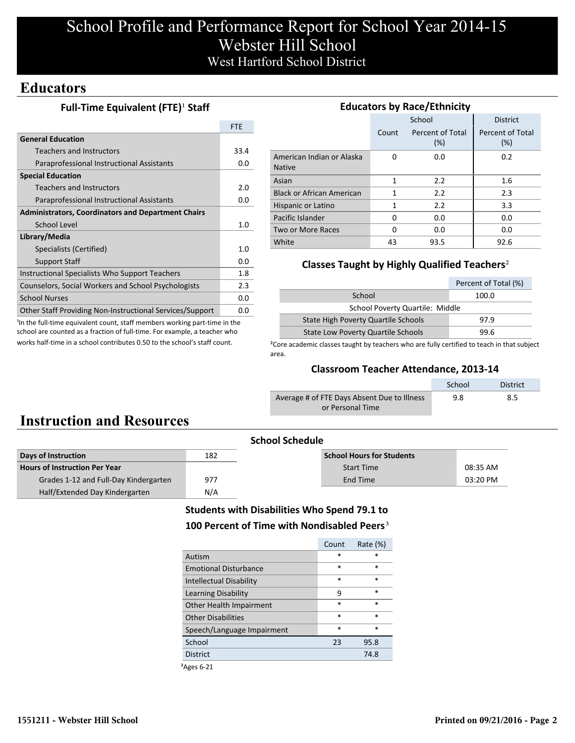# School Profile and Performance Report for School Year 2014-15
# Webster Hill School
## West Hartford School District

## Educators

### Full-Time Equivalent (FTE)[1] Staff

| | FTE |
|---|---|
| **General Education** | |
| Teachers and Instructors | 33.4 |
| Paraprofessional Instructional Assistants | 0.0 |
| **Special Education** | |
| Teachers and Instructors | 2.0 |
| Paraprofessional Instructional Assistants | 0.0 |
| **Administrators, Coordinators and Department Chairs** | |
| School Level | 1.0 |
| **Library/Media** | |
| Specialists (Certified) | 1.0 |
| Support Staff | 0.0 |
| Instructional Specialists Who Support Teachers | 1.8 |
| Counselors, Social Workers and School Psychologists | 2.3 |
| School Nurses | 0.0 |
| Other Staff Providing Non-Instructional Services/Support | 0.0 |

[1]In the full-time equivalent count, staff members working part-time in the school are counted as a fraction of full-time. For example, a teacher who works half-time in a school contributes 0.50 to the school's staff count.

### Educators by Race/Ethnicity

| | School | | District |
|---|---|---|---|
| | Count | Percent of Total (%) | Percent of Total (%) |
| American Indian or Alaska Native | 0 | 0.0 | 0.2 |
| Asian | 1 | 2.2 | 1.6 |
| Black or African American | 1 | 2.2 | 2.3 |
| Hispanic or Latino | 1 | 2.2 | 3.3 |
| Pacific Islander | 0 | 0.0 | 0.0 |
| Two or More Races | 0 | 0.0 | 0.0 |
| White | 43 | 93.5 | 92.6 |

### Classes Taught by Highly Qualified Teachers[2]

| | Percent of Total (%) |
|---|---|
| School | 100.0 |
| School Poverty Quartile: Middle | |
| State High Poverty Quartile Schools | 97.9 |
| State Low Poverty Quartile Schools | 99.6 |

[2]Core academic classes taught by teachers who are fully certified to teach in that subject area.

### Classroom Teacher Attendance, 2013-14

| | School | District |
|---|---|---|
| Average # of FTE Days Absent Due to Illness or Personal Time | 9.8 | 8.5 |

## Instruction and Resources

### School Schedule

| | |
|---|---|
| **Days of Instruction** | 182 |
| **Hours of Instruction Per Year** | |
| Grades 1-12 and Full-Day Kindergarten | 977 |
| Half/Extended Day Kindergarten | N/A |

| School Hours for Students | |
|---|---|
| Start Time | 08:35 AM |
| End Time | 03:20 PM |

### Students with Disabilities Who Spend 79.1 to 100 Percent of Time with Nondisabled Peers[3]

| | Count | Rate (%) |
|---|---|---|
| Autism | * | * |
| Emotional Disturbance | * | * |
| Intellectual Disability | * | * |
| Learning Disability | 9 | * |
| Other Health Impairment | * | * |
| Other Disabilities | * | * |
| Speech/Language Impairment | * | * |
| School | 23 | 95.8 |
| District | | 74.8 |

[3]Ages 6-21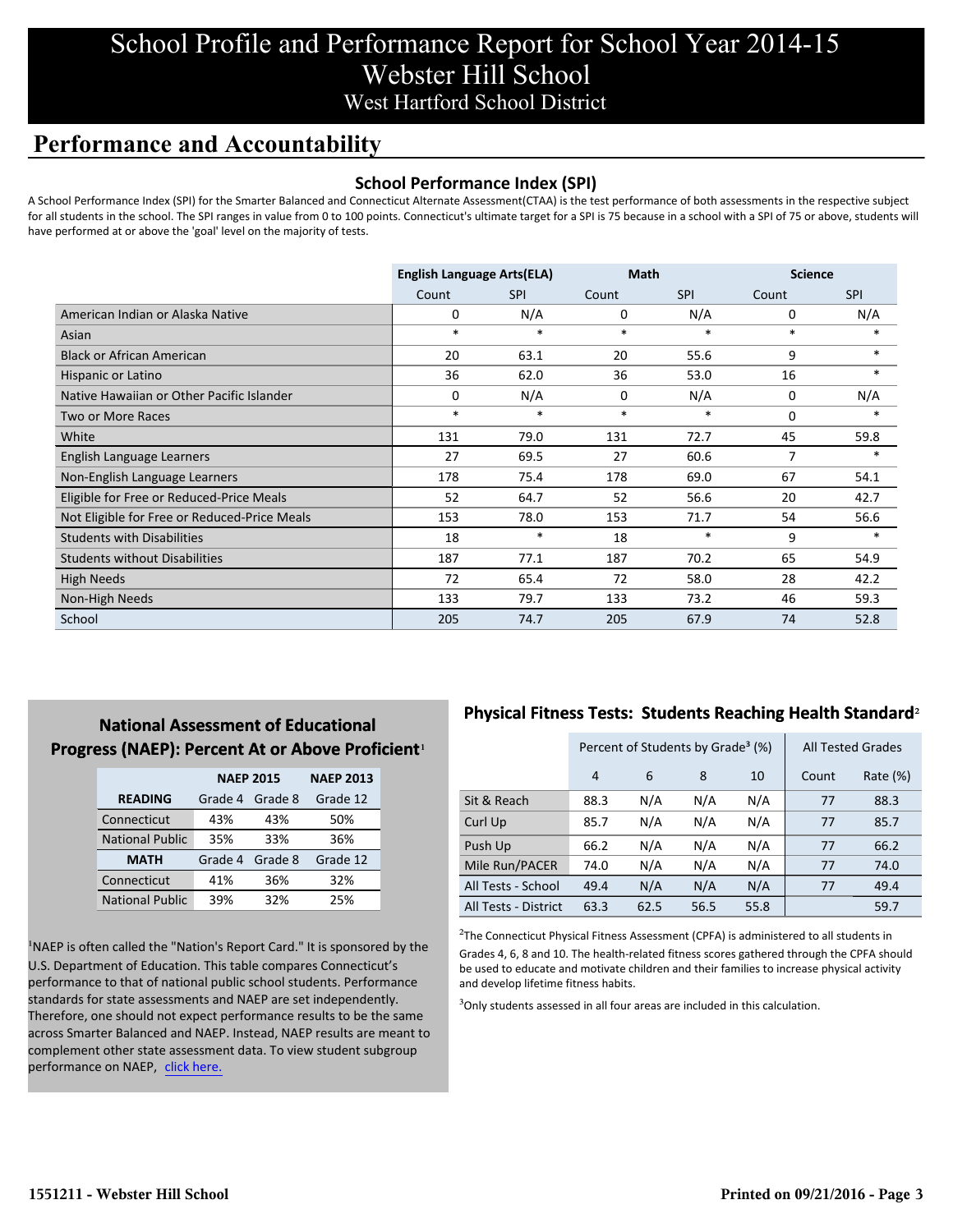# School Profile and Performance Report for School Year 2014-15
## Webster Hill School
### West Hartford School District

## Performance and Accountability

### School Performance Index (SPI)

A School Performance Index (SPI) for the Smarter Balanced and Connecticut Alternate Assessment(CTAA) is the test performance of both assessments in the respective subject for all students in the school. The SPI ranges in value from 0 to 100 points. Connecticut's ultimate target for a SPI is 75 because in a school with a SPI of 75 or above, students will have performed at or above the 'goal' level on the majority of tests.

| | English Language Arts(ELA) | | Math | | Science | |
|---|---|---|---|---|---|---|
| | Count | SPI | Count | SPI | Count | SPI |
| American Indian or Alaska Native | 0 | N/A | 0 | N/A | 0 | N/A |
| Asian | * | * | * | * | * | * |
| Black or African American | 20 | 63.1 | 20 | 55.6 | 9 | * |
| Hispanic or Latino | 36 | 62.0 | 36 | 53.0 | 16 | * |
| Native Hawaiian or Other Pacific Islander | 0 | N/A | 0 | N/A | 0 | N/A |
| Two or More Races | * | * | * | * | 0 | * |
| White | 131 | 79.0 | 131 | 72.7 | 45 | 59.8 |
| English Language Learners | 27 | 69.5 | 27 | 60.6 | 7 | * |
| Non-English Language Learners | 178 | 75.4 | 178 | 69.0 | 67 | 54.1 |
| Eligible for Free or Reduced-Price Meals | 52 | 64.7 | 52 | 56.6 | 20 | 42.7 |
| Not Eligible for Free or Reduced-Price Meals | 153 | 78.0 | 153 | 71.7 | 54 | 56.6 |
| Students with Disabilities | 18 | * | 18 | * | 9 | * |
| Students without Disabilities | 187 | 77.1 | 187 | 70.2 | 65 | 54.9 |
| High Needs | 72 | 65.4 | 72 | 58.0 | 28 | 42.2 |
| Non-High Needs | 133 | 79.7 | 133 | 73.2 | 46 | 59.3 |
| School | 205 | 74.7 | 205 | 67.9 | 74 | 52.8 |

### National Assessment of Educational Progress (NAEP): Percent At or Above Proficient[1]

| | NAEP 2015 | | NAEP 2013 |
|---|---|---|---|
| **READING** | Grade 4 | Grade 8 | Grade 12 |
| Connecticut | 43% | 43% | 50% |
| National Public | 35% | 33% | 36% |
| **MATH** | Grade 4 | Grade 8 | Grade 12 |
| Connecticut | 41% | 36% | 32% |
| National Public | 39% | 32% | 25% |

[1]NAEP is often called the "Nation's Report Card." It is sponsored by the U.S. Department of Education. This table compares Connecticut's performance to that of national public school students. Performance standards for state assessments and NAEP are set independently. Therefore, one should not expect performance results to be the same across Smarter Balanced and NAEP. Instead, NAEP results are meant to complement other state assessment data. To view student subgroup performance on NAEP, click here.

### Physical Fitness Tests: Students Reaching Health Standard[2]

| | Percent of Students by Grade[3] (%) | | | | All Tested Grades | |
|---|---|---|---|---|---|---|
| | 4 | 6 | 8 | 10 | Count | Rate (%) |
| Sit & Reach | 88.3 | N/A | N/A | N/A | 77 | 88.3 |
| Curl Up | 85.7 | N/A | N/A | N/A | 77 | 85.7 |
| Push Up | 66.2 | N/A | N/A | N/A | 77 | 66.2 |
| Mile Run/PACER | 74.0 | N/A | N/A | N/A | 77 | 74.0 |
| All Tests - School | 49.4 | N/A | N/A | N/A | 77 | 49.4 |
| All Tests - District | 63.3 | 62.5 | 56.5 | 55.8 | | 59.7 |

[2]The Connecticut Physical Fitness Assessment (CPFA) is administered to all students in Grades 4, 6, 8 and 10. The health-related fitness scores gathered through the CPFA should be used to educate and motivate children and their families to increase physical activity and develop lifetime fitness habits.

[3]Only students assessed in all four areas are included in this calculation.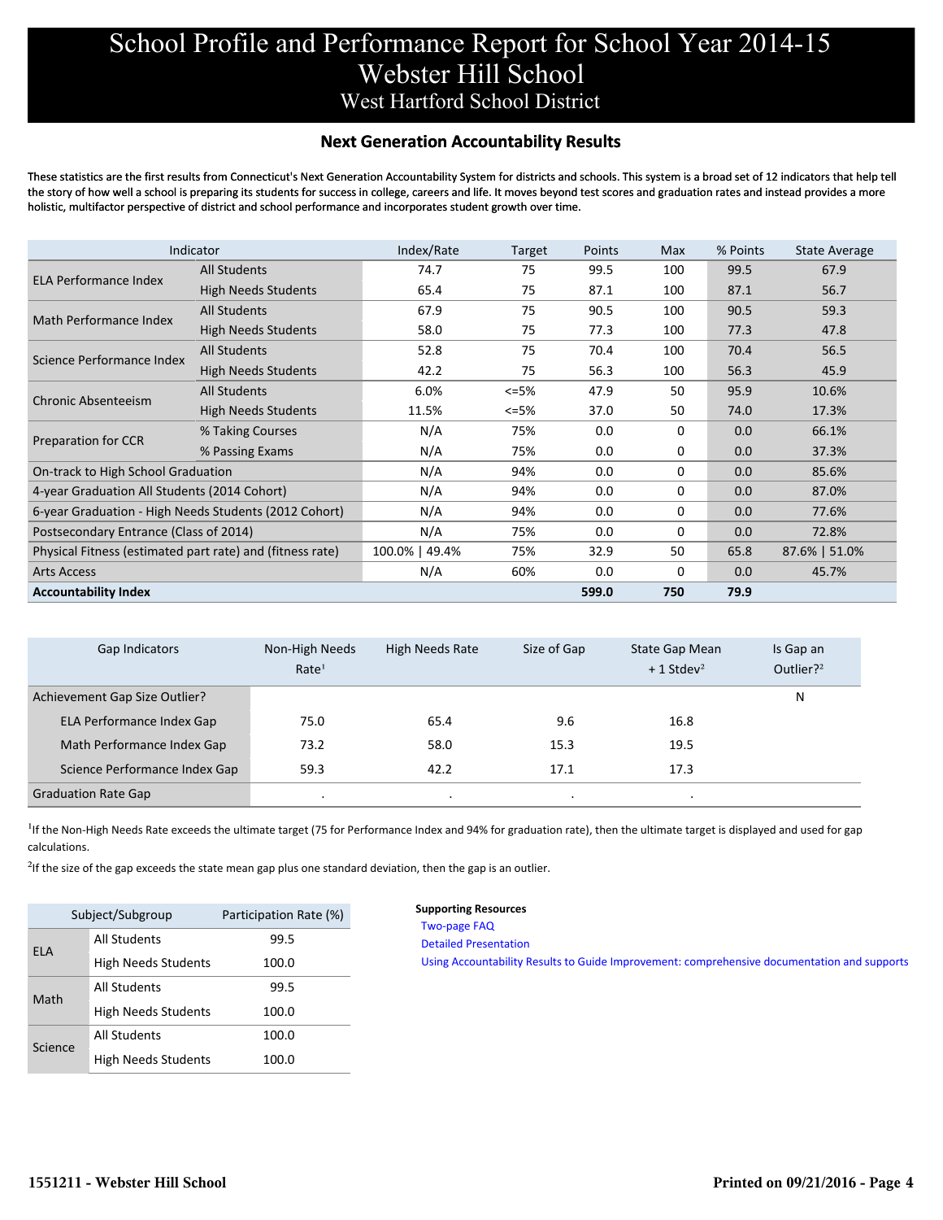# School Profile and Performance Report for School Year 2014-15

# Webster Hill School

## West Hartford School District

### Next Generation Accountability Results

These statistics are the first results from Connecticut's Next Generation Accountability System for districts and schools. This system is a broad set of 12 indicators that help tell the story of how well a school is preparing its students for success in college, careers and life. It moves beyond test scores and graduation rates and instead provides a more holistic, multifactor perspective of district and school performance and incorporates student growth over time.

| Indicator | | Index/Rate | Target | Points | Max | % Points | State Average |
|---|---|---|---|---|---|---|---|
| ELA Performance Index | All Students | 74.7 | 75 | 99.5 | 100 | 99.5 | 67.9 |
| | High Needs Students | 65.4 | 75 | 87.1 | 100 | 87.1 | 56.7 |
| Math Performance Index | All Students | 67.9 | 75 | 90.5 | 100 | 90.5 | 59.3 |
| | High Needs Students | 58.0 | 75 | 77.3 | 100 | 77.3 | 47.8 |
| Science Performance Index | All Students | 52.8 | 75 | 70.4 | 100 | 70.4 | 56.5 |
| | High Needs Students | 42.2 | 75 | 56.3 | 100 | 56.3 | 45.9 |
| Chronic Absenteeism | All Students | 6.0% | <=5% | 47.9 | 50 | 95.9 | 10.6% |
| | High Needs Students | 11.5% | <=5% | 37.0 | 50 | 74.0 | 17.3% |
| Preparation for CCR | % Taking Courses | N/A | 75% | 0.0 | 0 | 0.0 | 66.1% |
| | % Passing Exams | N/A | 75% | 0.0 | 0 | 0.0 | 37.3% |
| On-track to High School Graduation | | N/A | 94% | 0.0 | 0 | 0.0 | 85.6% |
| 4-year Graduation All Students (2014 Cohort) | | N/A | 94% | 0.0 | 0 | 0.0 | 87.0% |
| 6-year Graduation - High Needs Students (2012 Cohort) | | N/A | 94% | 0.0 | 0 | 0.0 | 77.6% |
| Postsecondary Entrance (Class of 2014) | | N/A | 75% | 0.0 | 0 | 0.0 | 72.8% |
| Physical Fitness (estimated part rate) and (fitness rate) | | 100.0% \| 49.4% | 75% | 32.9 | 50 | 65.8 | 87.6% \| 51.0% |
| Arts Access | | N/A | 60% | 0.0 | 0 | 0.0 | 45.7% |
| **Accountability Index** | | | | **599.0** | **750** | **79.9** | |

| Gap Indicators | Non-High Needs Rate[1] | High Needs Rate | Size of Gap | State Gap Mean + 1 Stdev[2] | Is Gap an Outlier?[2] |
|---|---|---|---|---|---|
| Achievement Gap Size Outlier? | | | | | N |
| ELA Performance Index Gap | 75.0 | 65.4 | 9.6 | 16.8 | |
| Math Performance Index Gap | 73.2 | 58.0 | 15.3 | 19.5 | |
| Science Performance Index Gap | 59.3 | 42.2 | 17.1 | 17.3 | |
| Graduation Rate Gap | . | . | . | . | |

[1]If the Non-High Needs Rate exceeds the ultimate target (75 for Performance Index and 94% for graduation rate), then the ultimate target is displayed and used for gap calculations.

[2]If the size of the gap exceeds the state mean gap plus one standard deviation, then the gap is an outlier.

| Subject/Subgroup | | Participation Rate (%) |
|---|---|---|
| ELA | All Students | 99.5 |
| | High Needs Students | 100.0 |
| Math | All Students | 99.5 |
| | High Needs Students | 100.0 |
| Science | All Students | 100.0 |
| | High Needs Students | 100.0 |

**Supporting Resources**

- Two-page FAQ
- Detailed Presentation
- Using Accountability Results to Guide Improvement: comprehensive documentation and supports